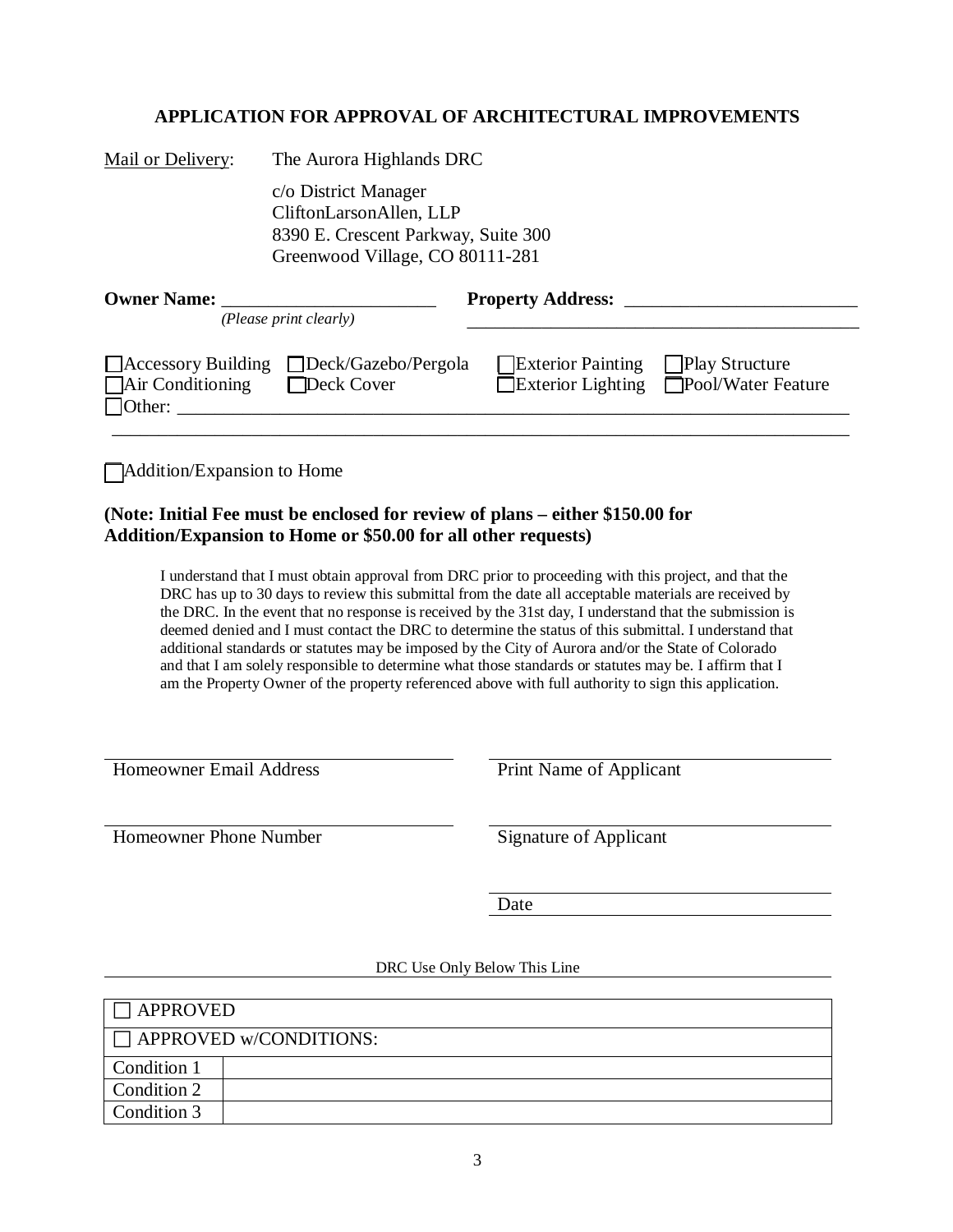## APPLICATION FOR APPROVAL OF ARCHITECTURAL IMPROVEMENTS

Mail or Delivery: The Aurora Highlands DRC

c/o District Manager
CliftonLarsonAllen, LLP
8390 E. Crescent Parkway, Suite 300
Greenwood Village, CO 80111-281

**Owner Name:** _______________________ **Property Address:** _________________________
*(Please print clearly)* _____________________________________________

☐ Accessory Building ☐ Deck/Gazebo/Pergola ☐ Exterior Painting ☐ Play Structure
☐ Air Conditioning ☐ Deck Cover ☐ Exterior Lighting ☐ Pool/Water Feature
☐ Other: ___________________________________________________________________________
_______________________________________________________________________________

☐ Addition/Expansion to Home

**(Note: Initial Fee must be enclosed for review of plans – either $150.00 for Addition/Expansion to Home or $50.00 for all other requests)**

I understand that I must obtain approval from DRC prior to proceeding with this project, and that the DRC has up to 30 days to review this submittal from the date all acceptable materials are received by the DRC. In the event that no response is received by the 31st day, I understand that the submission is deemed denied and I must contact the DRC to determine the status of this submittal. I understand that additional standards or statutes may be imposed by the City of Aurora and/or the State of Colorado and that I am solely responsible to determine what those standards or statutes may be. I affirm that I am the Property Owner of the property referenced above with full authority to sign this application.

_______________________________ _______________________________
Homeowner Email Address Print Name of Applicant

_______________________________ _______________________________
Homeowner Phone Number Signature of Applicant

_______________________________
Date

DRC Use Only Below This Line

| ☐ APPROVED | |
|---|---|
| ☐ APPROVED w/CONDITIONS: | |
| Condition 1 | |
| Condition 2 | |
| Condition 3 | |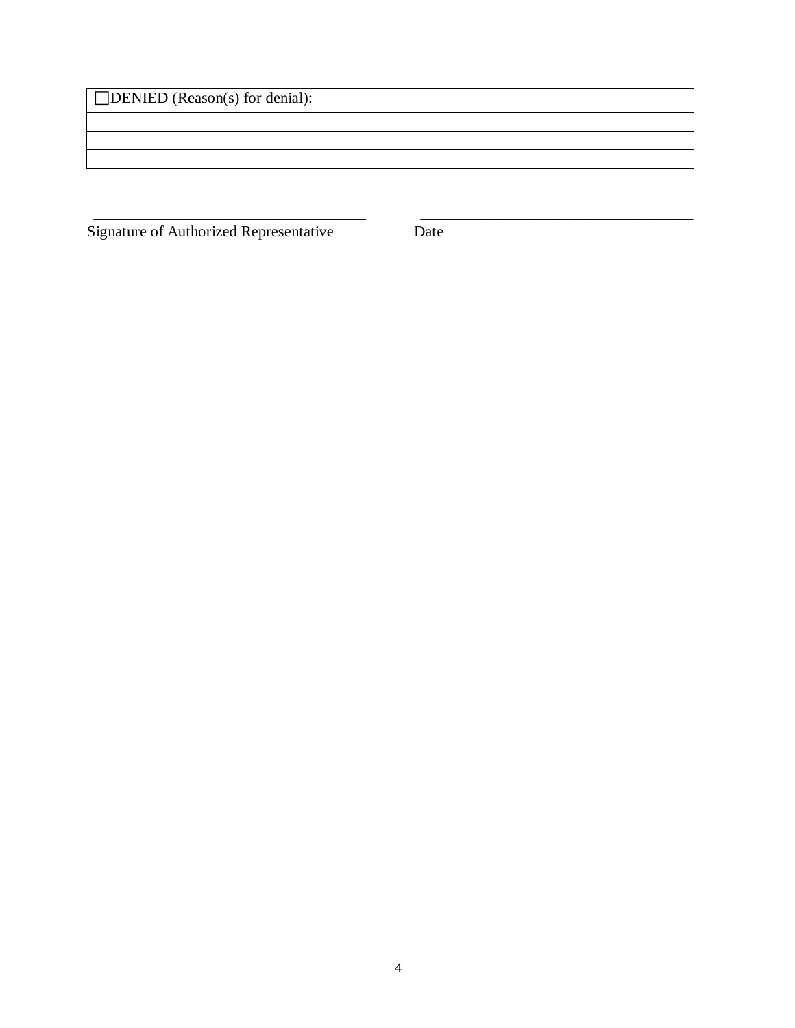| ☐DENIED (Reason(s) for denial): | |
| --- | --- |
| | |
| | |
| | |

\_\_\_\_\_\_\_\_\_\_\_\_\_\_\_\_\_\_\_\_\_\_\_\_\_\_\_\_\_\_\_\_\_\_\_ \_\_\_\_\_\_\_\_\_\_\_\_\_\_\_\_\_\_\_\_\_\_\_\_\_\_\_\_\_\_\_\_\_\_\_

Signature of Authorized Representative          Date